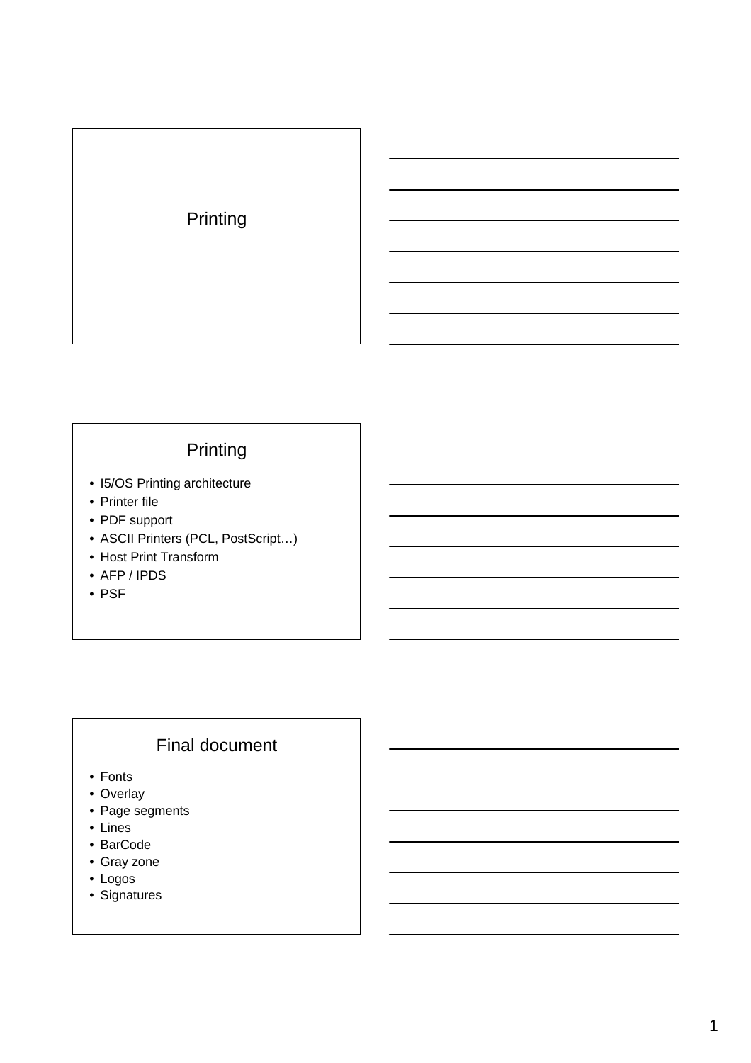# Printing

## Printing

- I5/OS Printing architecture
- Printer file
- PDF support
- ASCII Printers (PCL, PostScript…)
- Host Print Transform
- AFP / IPDS
- PSF

## Final document

- Fonts
- Overlay
- Page segments
- Lines
- BarCode
- Gray zone
- Logos
- Signatures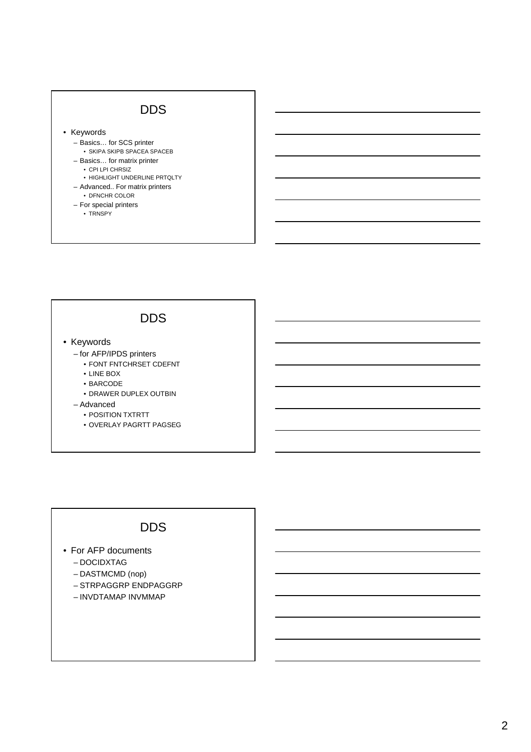## DDS

- Keywords
  - Basics… for SCS printer
    - SKIPA SKIPB SPACEA SPACEB
  - Basics… for matrix printer
    - CPI LPI CHRSIZ
    - HIGHLIGHT UNDERLINE PRTQLTY
  - Advanced.. For matrix printers
    - DFNCHR COLOR
  - For special printers
    - TRNSPY

## DDS

- Keywords
  - for AFP/IPDS printers
    - FONT FNTCHRSET CDEFNT
    - LINE BOX
    - BARCODE
    - DRAWER DUPLEX OUTBIN
  - Advanced
    - POSITION TXTRTT
    - OVERLAY PAGRTT PAGSEG

## DDS

- For AFP documents
  - DOCIDXTAG
  - DASTMCMD (nop)
  - STRPAGGRP ENDPAGGRP
  - INVDTAMAP INVMMAP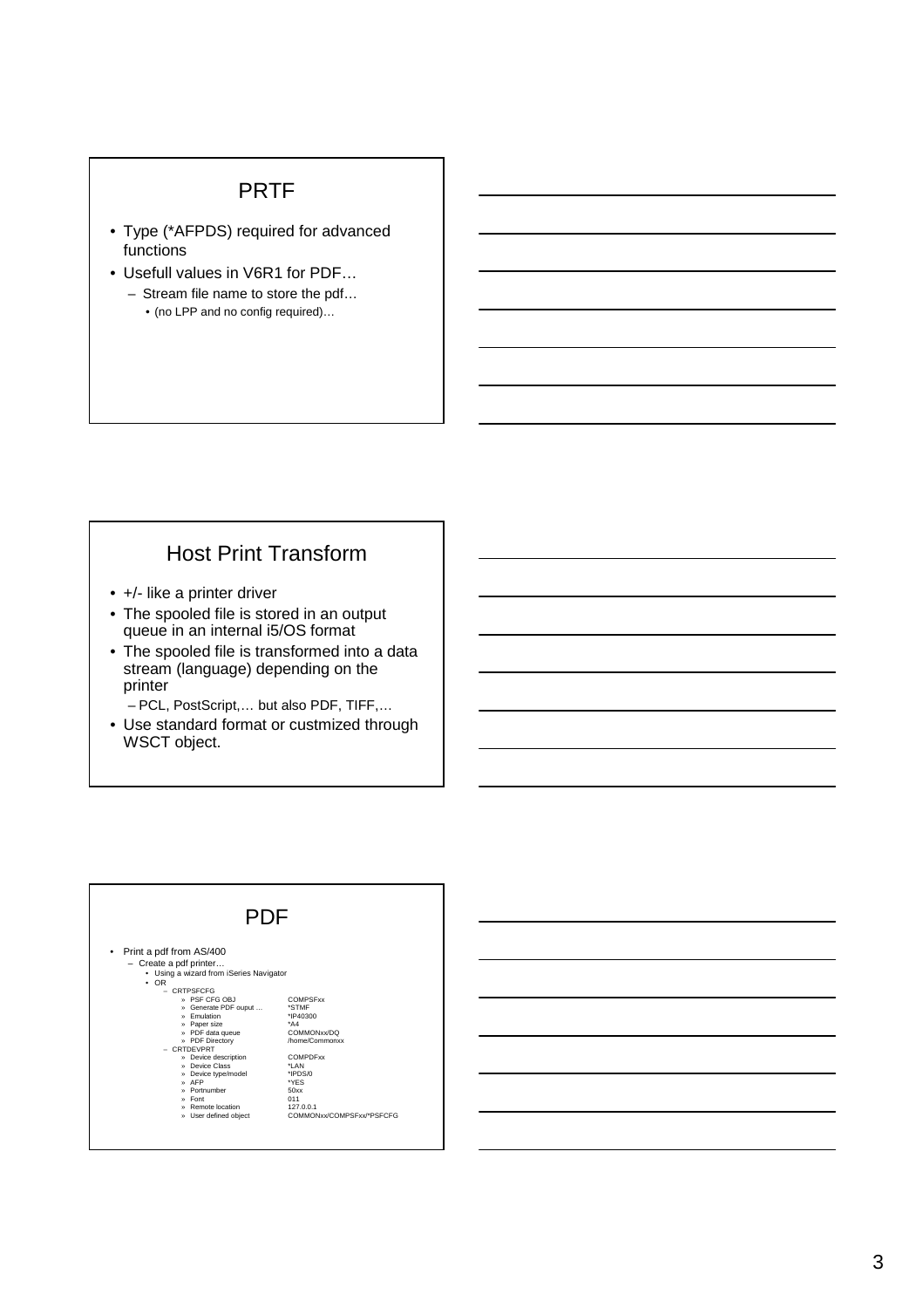## PRTF

- Type (*AFPDS) required for advanced functions
- Usefull values in V6R1 for PDF…
  - Stream file name to store the pdf…
    - (no LPP and no config required)…

## Host Print Transform

- +/- like a printer driver
- The spooled file is stored in an output queue in an internal i5/OS format
- The spooled file is transformed into a data stream (language) depending on the printer
  - PCL, PostScript,… but also PDF, TIFF,…
- Use standard format or custmized through WSCT object.

## PDF

- Print a pdf from AS/400
  - Create a pdf printer…
    - Using a wizard from iSeries Navigator
    - OR
      - CRTPSFCFG
        - » PSF CFG OBJ — COMPSFxx
        - » Generate PDF ouput … — *STMF
        - » Emulation — *IP40300
        - » Paper size — *A4
        - » PDF data queue — COMMONxx/DQ
        - » PDF Directory — /home/Commonxx
      - CRTDEVPRT
        - » Device description — COMPDFxx
        - » Device Class — *LAN
        - » Device type/model — *IPDS/0
        - » AFP — *YES
        - » Portnumber — 50xx
        - » Font — 011
        - » Remote location — 127.0.0.1
        - » User defined object — COMMONxx/COMPSFxx/*PSFCFG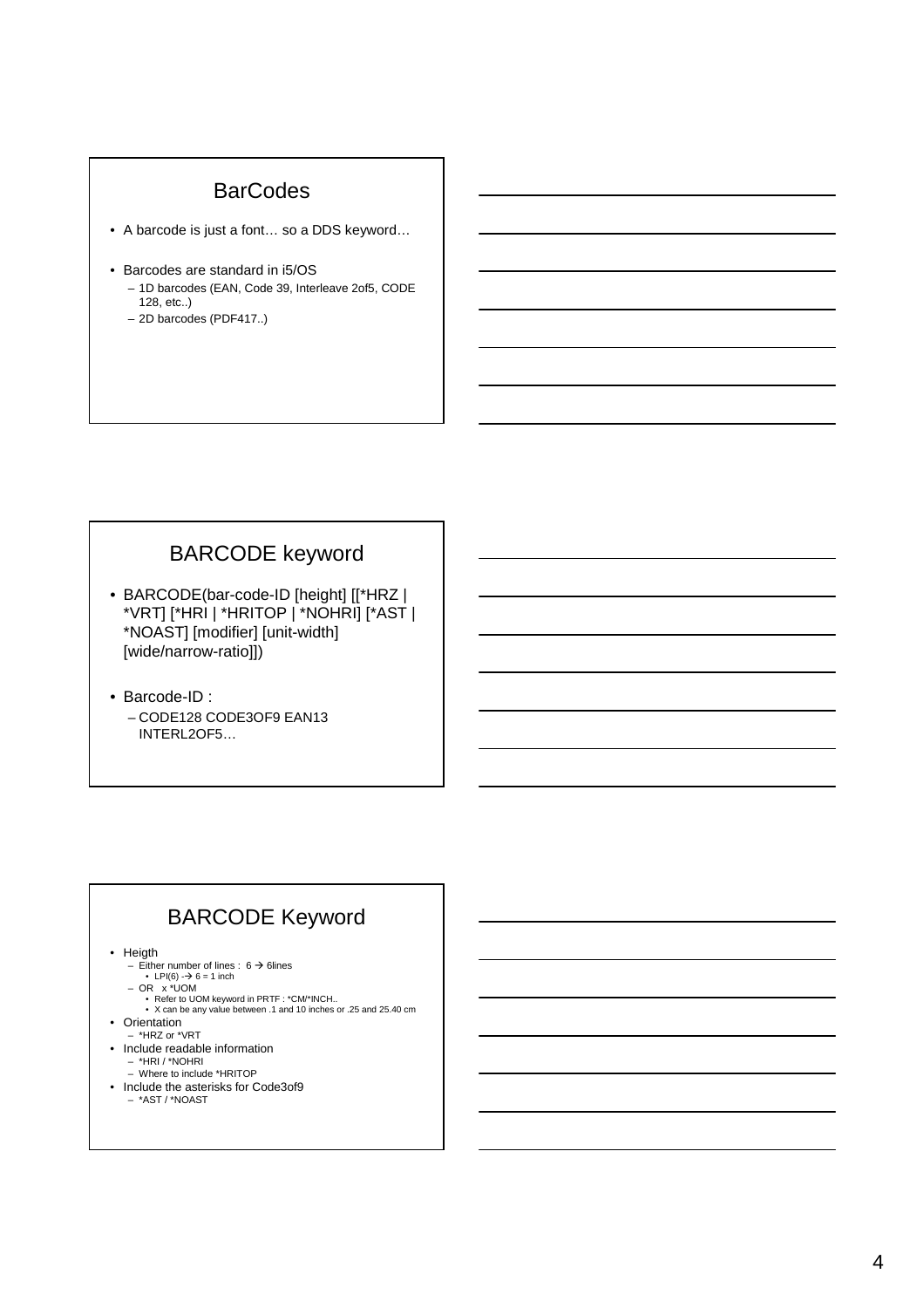## BarCodes

- A barcode is just a font… so a DDS keyword…
- Barcodes are standard in i5/OS
  - 1D barcodes (EAN, Code 39, Interleave 2of5, CODE 128, etc..)
  - 2D barcodes (PDF417..)

## BARCODE keyword

- BARCODE(bar-code-ID [height] [[*HRZ | *VRT] [*HRI | *HRITOP | *NOHRI] [*AST | *NOAST] [modifier] [unit-width] [wide/narrow-ratio]])
- Barcode-ID :
  - CODE128 CODE3OF9 EAN13 INTERL2OF5…

## BARCODE Keyword

- Heigth
  - Either number of lines : 6 → 6lines
    - LPI(6) → 6 = 1 inch
  - OR x *UOM
    - Refer to UOM keyword in PRTF : *CM/*INCH..
    - X can be any value between .1 and 10 inches or .25 and 25.40 cm
- Orientation
  - *HRZ or *VRT
- Include readable information
  - *HRI / *NOHRI
  - Where to include *HRITOP
- Include the asterisks for Code3of9
  - *AST / *NOAST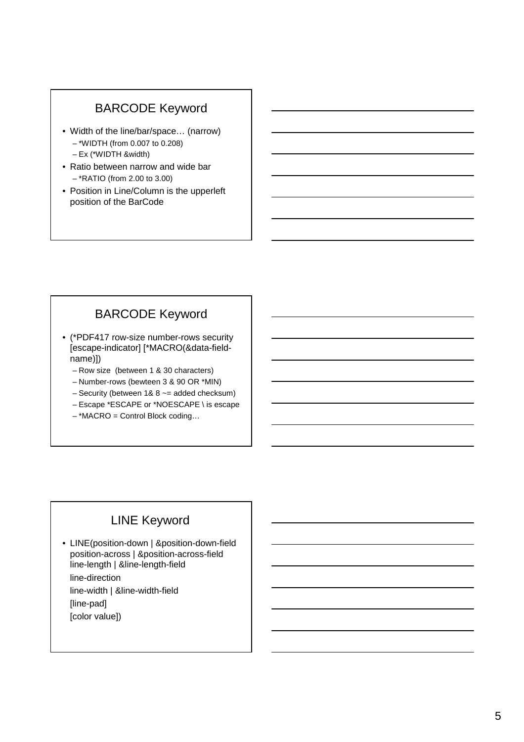## BARCODE Keyword

- Width of the line/bar/space… (narrow)
  - *WIDTH (from 0.007 to 0.208)
  - Ex (*WIDTH &width)
- Ratio between narrow and wide bar
  - *RATIO (from 2.00 to 3.00)
- Position in Line/Column is the upperleft position of the BarCode

## BARCODE Keyword

- (*PDF417 row-size number-rows security [escape-indicator] [*MACRO(&data-field-name)])
  - Row size (between 1 & 30 characters)
  - Number-rows (bewteen 3 & 90 OR *MIN)
  - Security (between 1& 8 ~= added checksum)
  - Escape *ESCAPE or *NOESCAPE \ is escape
  - *MACRO = Control Block coding…

## LINE Keyword

- LINE(position-down | &position-down-field position-across | &position-across-field line-length | &line-length-field

  line-direction

  line-width | &line-width-field

  [line-pad]

  [color value])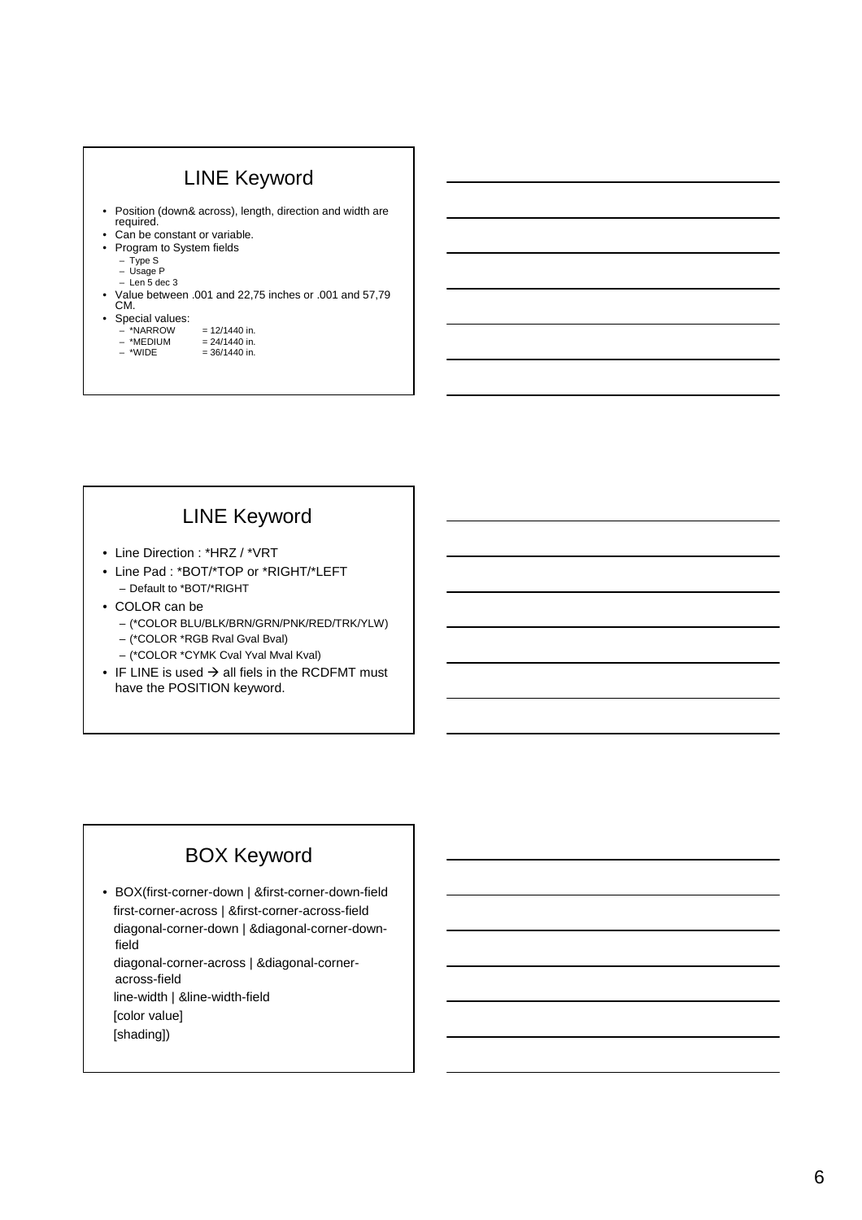## LINE Keyword

- Position (down& across), length, direction and width are required.
- Can be constant or variable.
- Program to System fields
  - Type S
  - Usage P
  - Len 5 dec 3
- Value between .001 and 22,75 inches or .001 and 57,79 CM.
- Special values:
  - *NARROW = 12/1440 in.
  - *MEDIUM = 24/1440 in.
  - *WIDE = 36/1440 in.

## LINE Keyword

- Line Direction : *HRZ / *VRT
- Line Pad : *BOT/*TOP or *RIGHT/*LEFT
  - Default to *BOT/*RIGHT
- COLOR can be
  - (*COLOR BLU/BLK/BRN/GRN/PNK/RED/TRK/YLW)
  - (*COLOR *RGB Rval Gval Bval)
  - (*COLOR *CYMK Cval Yval Mval Kval)
- IF LINE is used → all fiels in the RCDFMT must have the POSITION keyword.

## BOX Keyword

- BOX(first-corner-down | &first-corner-down-field
  first-corner-across | &first-corner-across-field
  diagonal-corner-down | &diagonal-corner-down-field
  diagonal-corner-across | &diagonal-corner-across-field
  line-width | &line-width-field
  [color value]
  [shading])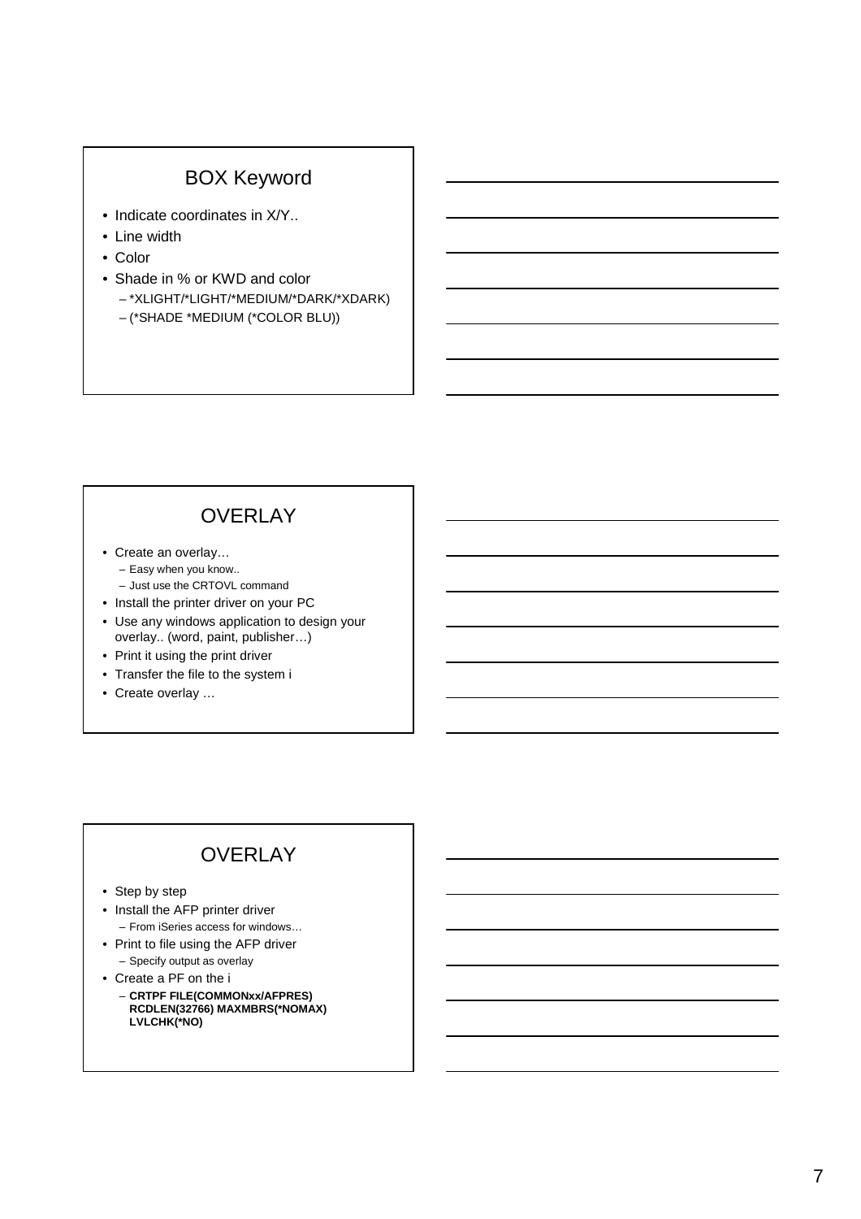## BOX Keyword

- Indicate coordinates in X/Y..
- Line width
- Color
- Shade in % or KWD and color
  - *XLIGHT/*LIGHT/*MEDIUM/*DARK/*XDARK)
  - (*SHADE *MEDIUM (*COLOR BLU))

## OVERLAY

- Create an overlay…
  - Easy when you know..
  - Just use the CRTOVL command
- Install the printer driver on your PC
- Use any windows application to design your overlay.. (word, paint, publisher…)
- Print it using the print driver
- Transfer the file to the system i
- Create overlay …

## OVERLAY

- Step by step
- Install the AFP printer driver
  - From iSeries access for windows…
- Print to file using the AFP driver
  - Specify output as overlay
- Create a PF on the i
  - **CRTPF FILE(COMMONxx/AFPRES) RCDLEN(32766) MAXMBRS(*NOMAX) LVLCHK(*NO)**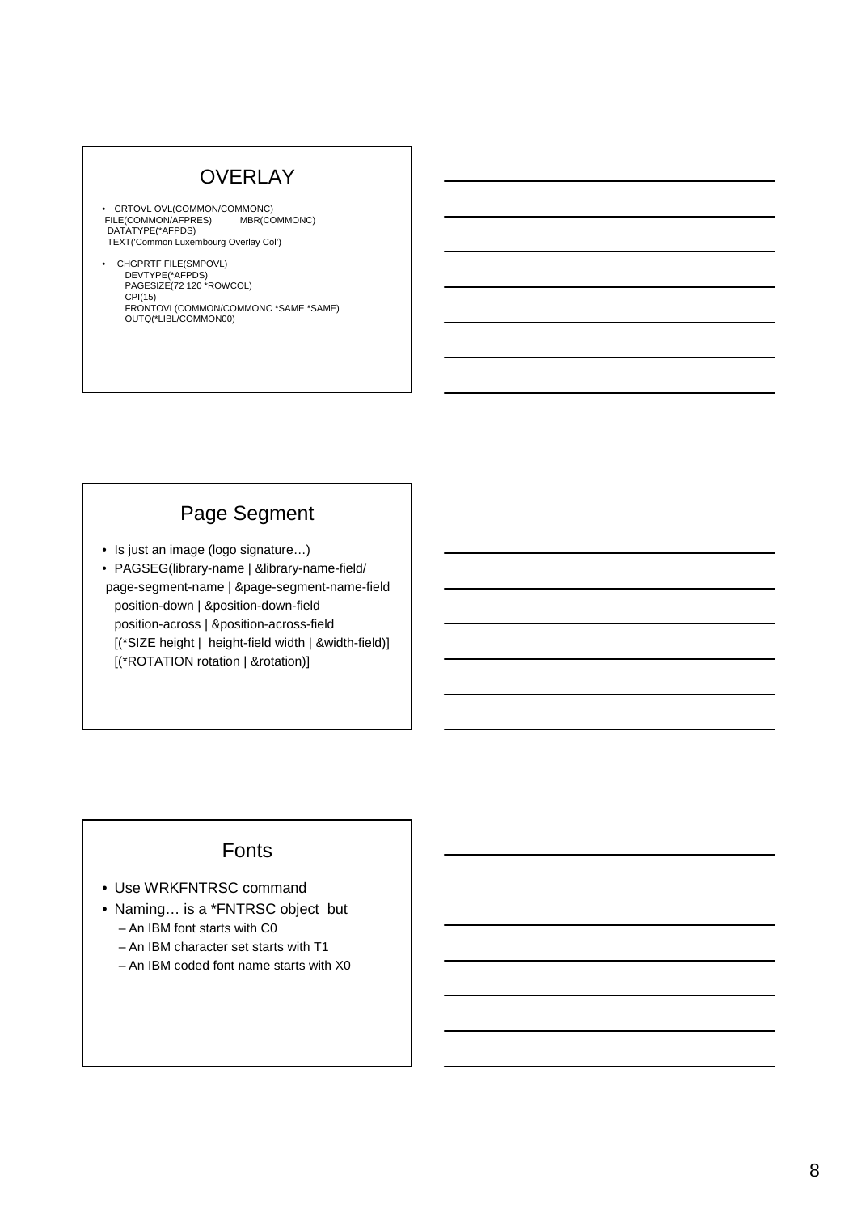## OVERLAY

- CRTOVL OVL(COMMON/COMMONC) FILE(COMMON/AFPRES) MBR(COMMONC) DATATYPE(*AFPDS) TEXT('Common Luxembourg Overlay Col')

- CHGPRTF FILE(SMPOVL)
  DEVTYPE(*AFPDS)
  PAGESIZE(72 120 *ROWCOL)
  CPI(15)
  FRONTOVL(COMMON/COMMONC *SAME *SAME)
  OUTQ(*LIBL/COMMON00)

## Page Segment

- Is just an image (logo signature…)
- PAGSEG(library-name | &library-name-field/
  page-segment-name | &page-segment-name-field
  position-down | &position-down-field
  position-across | &position-across-field
  [(*SIZE height | height-field width | &width-field)]
  [(*ROTATION rotation | &rotation)]

## Fonts

- Use WRKFNTRSC command
- Naming… is a *FNTRSC object but
  - An IBM font starts with C0
  - An IBM character set starts with T1
  - An IBM coded font name starts with X0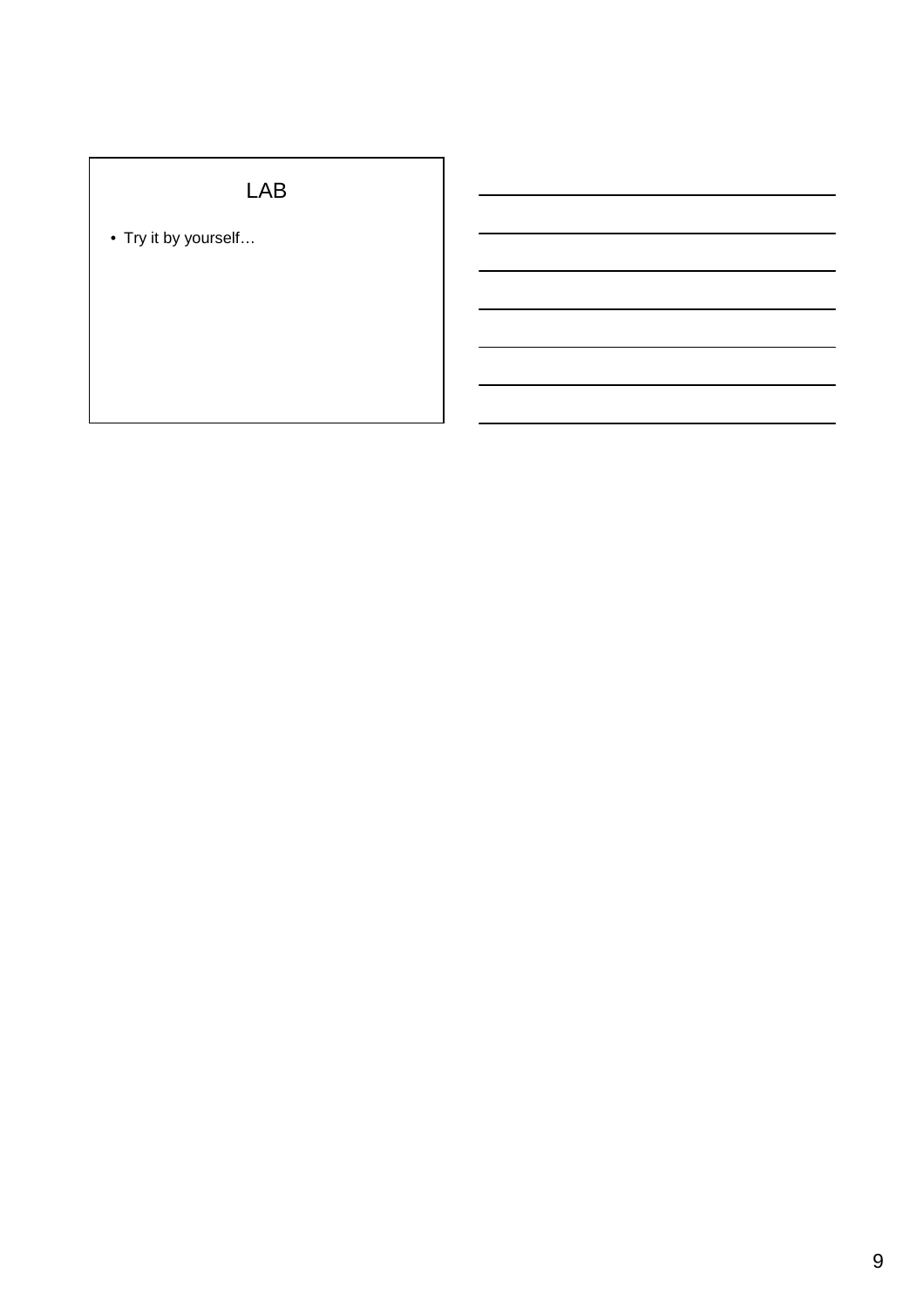# LAB

- Try it by yourself…